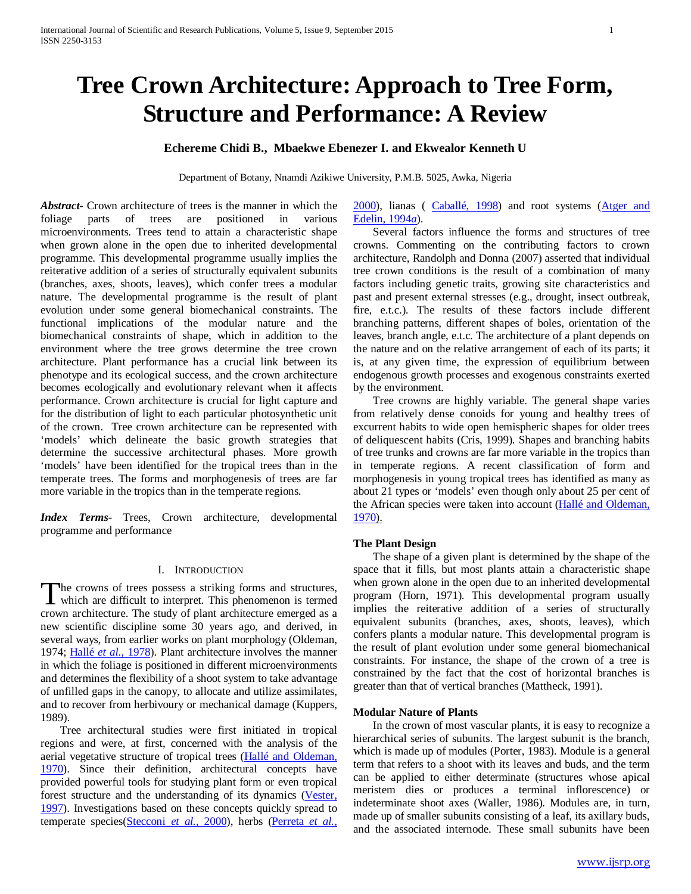# Tree Crown Architecture: Approach to Tree Form, Structure and Performance: A Review

**Echereme Chidi B., Mbaekwe Ebenezer I. and Ekwealor Kenneth U**

Department of Botany, Nnamdi Azikiwe University, P.M.B. 5025, Awka, Nigeria

***Abstract-*** Crown architecture of trees is the manner in which the foliage parts of trees are positioned in various microenvironments. Trees tend to attain a characteristic shape when grown alone in the open due to inherited developmental programme. This developmental programme usually implies the reiterative addition of a series of structurally equivalent subunits (branches, axes, shoots, leaves), which confer trees a modular nature. The developmental programme is the result of plant evolution under some general biomechanical constraints. The functional implications of the modular nature and the biomechanical constraints of shape, which in addition to the environment where the tree grows determine the tree crown architecture. Plant performance has a crucial link between its phenotype and its ecological success, and the crown architecture becomes ecologically and evolutionary relevant when it affects performance. Crown architecture is crucial for light capture and for the distribution of light to each particular photosynthetic unit of the crown. Tree crown architecture can be represented with 'models' which delineate the basic growth strategies that determine the successive architectural phases. More growth 'models' have been identified for the tropical trees than in the temperate trees. The forms and morphogenesis of trees are far more variable in the tropics than in the temperate regions.

***Index Terms-*** Trees, Crown architecture, developmental programme and performance

## I. Introduction

The crowns of trees possess a striking forms and structures, which are difficult to interpret. This phenomenon is termed crown architecture. The study of plant architecture emerged as a new scientific discipline some 30 years ago, and derived, in several ways, from earlier works on plant morphology (Oldeman, 1974; Hallé *et al.*, 1978). Plant architecture involves the manner in which the foliage is positioned in different microenvironments and determines the flexibility of a shoot system to take advantage of unfilled gaps in the canopy, to allocate and utilize assimilates, and to recover from herbivoury or mechanical damage (Kuppers, 1989).

Tree architectural studies were first initiated in tropical regions and were, at first, concerned with the analysis of the aerial vegetative structure of tropical trees (Hallé and Oldeman, 1970). Since their definition, architectural concepts have provided powerful tools for studying plant form or even tropical forest structure and the understanding of its dynamics (Vester, 1997). Investigations based on these concepts quickly spread to temperate species(Stecconi *et al.*, 2000), herbs (Perreta *et al.*, 2000), lianas ( Caballé, 1998) and root systems (Atger and Edelin, 1994*a*).

Several factors influence the forms and structures of tree crowns. Commenting on the contributing factors to crown architecture, Randolph and Donna (2007) asserted that individual tree crown conditions is the result of a combination of many factors including genetic traits, growing site characteristics and past and present external stresses (e.g., drought, insect outbreak, fire, e.t.c.). The results of these factors include different branching patterns, different shapes of boles, orientation of the leaves, branch angle, e.t.c. The architecture of a plant depends on the nature and on the relative arrangement of each of its parts; it is, at any given time, the expression of equilibrium between endogenous growth processes and exogenous constraints exerted by the environment.

Tree crowns are highly variable. The general shape varies from relatively dense conoids for young and healthy trees of excurrent habits to wide open hemispheric shapes for older trees of deliquescent habits (Cris, 1999). Shapes and branching habits of tree trunks and crowns are far more variable in the tropics than in temperate regions. A recent classification of form and morphogenesis in young tropical trees has identified as many as about 21 types or 'models' even though only about 25 per cent of the African species were taken into account (Hallé and Oldeman, 1970).

### The Plant Design

The shape of a given plant is determined by the shape of the space that it fills, but most plants attain a characteristic shape when grown alone in the open due to an inherited developmental program (Horn, 1971). This developmental program usually implies the reiterative addition of a series of structurally equivalent subunits (branches, axes, shoots, leaves), which confers plants a modular nature. This developmental program is the result of plant evolution under some general biomechanical constraints. For instance, the shape of the crown of a tree is constrained by the fact that the cost of horizontal branches is greater than that of vertical branches (Mattheck, 1991).

### Modular Nature of Plants

In the crown of most vascular plants, it is easy to recognize a hierarchical series of subunits. The largest subunit is the branch, which is made up of modules (Porter, 1983). Module is a general term that refers to a shoot with its leaves and buds, and the term can be applied to either determinate (structures whose apical meristem dies or produces a terminal inflorescence) or indeterminate shoot axes (Waller, 1986). Modules are, in turn, made up of smaller subunits consisting of a leaf, its axillary buds, and the associated internode. These small subunits have been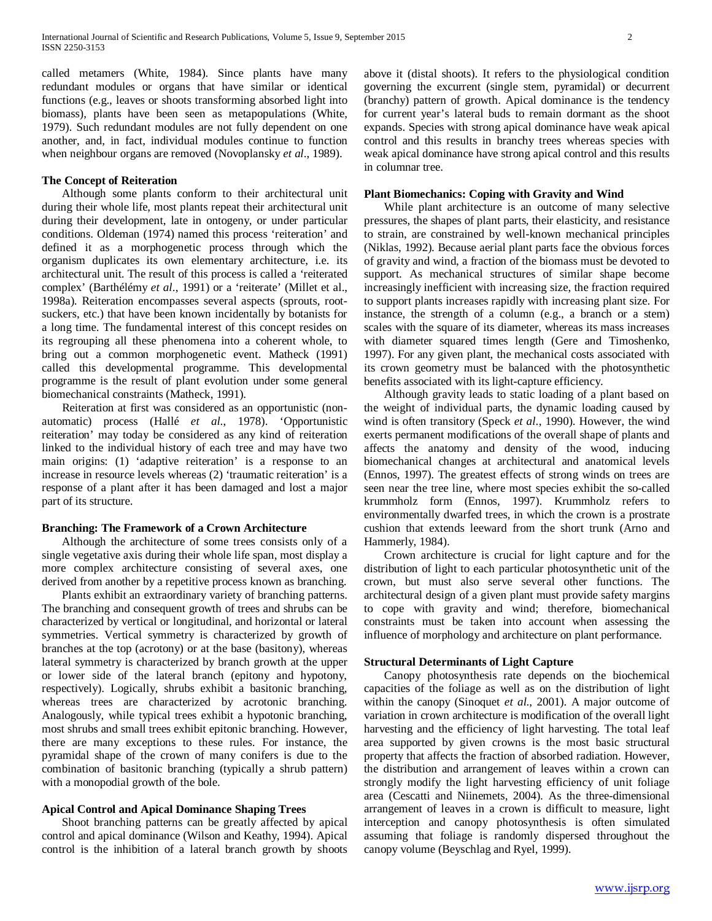called metamers (White, 1984). Since plants have many redundant modules or organs that have similar or identical functions (e.g., leaves or shoots transforming absorbed light into biomass), plants have been seen as metapopulations (White, 1979). Such redundant modules are not fully dependent on one another, and, in fact, individual modules continue to function when neighbour organs are removed (Novoplansky *et al*., 1989).

**The Concept of Reiteration**

Although some plants conform to their architectural unit during their whole life, most plants repeat their architectural unit during their development, late in ontogeny, or under particular conditions. Oldeman (1974) named this process 'reiteration' and defined it as a morphogenetic process through which the organism duplicates its own elementary architecture, i.e. its architectural unit. The result of this process is called a 'reiterated complex' (Barthélémy *et al*., 1991) or a 'reiterate' (Millet et al., 1998a). Reiteration encompasses several aspects (sprouts, root-suckers, etc.) that have been known incidentally by botanists for a long time. The fundamental interest of this concept resides on its regrouping all these phenomena into a coherent whole, to bring out a common morphogenetic event. Matheck (1991) called this developmental programme. This developmental programme is the result of plant evolution under some general biomechanical constraints (Matheck, 1991).

Reiteration at first was considered as an opportunistic (non-automatic) process (Hallé *et al*., 1978). 'Opportunistic reiteration' may today be considered as any kind of reiteration linked to the individual history of each tree and may have two main origins: (1) 'adaptive reiteration' is a response to an increase in resource levels whereas (2) 'traumatic reiteration' is a response of a plant after it has been damaged and lost a major part of its structure.

**Branching: The Framework of a Crown Architecture**

Although the architecture of some trees consists only of a single vegetative axis during their whole life span, most display a more complex architecture consisting of several axes, one derived from another by a repetitive process known as branching.

Plants exhibit an extraordinary variety of branching patterns. The branching and consequent growth of trees and shrubs can be characterized by vertical or longitudinal, and horizontal or lateral symmetries. Vertical symmetry is characterized by growth of branches at the top (acrotony) or at the base (basitony), whereas lateral symmetry is characterized by branch growth at the upper or lower side of the lateral branch (epitony and hypotony, respectively). Logically, shrubs exhibit a basitonic branching, whereas trees are characterized by acrotonic branching. Analogously, while typical trees exhibit a hypotonic branching, most shrubs and small trees exhibit epitonic branching. However, there are many exceptions to these rules. For instance, the pyramidal shape of the crown of many conifers is due to the combination of basitonic branching (typically a shrub pattern) with a monopodial growth of the bole.

**Apical Control and Apical Dominance Shaping Trees**

Shoot branching patterns can be greatly affected by apical control and apical dominance (Wilson and Keathy, 1994). Apical control is the inhibition of a lateral branch growth by shoots above it (distal shoots). It refers to the physiological condition governing the excurrent (single stem, pyramidal) or decurrent (branchy) pattern of growth. Apical dominance is the tendency for current year's lateral buds to remain dormant as the shoot expands. Species with strong apical dominance have weak apical control and this results in branchy trees whereas species with weak apical dominance have strong apical control and this results in columnar tree.

**Plant Biomechanics: Coping with Gravity and Wind**

While plant architecture is an outcome of many selective pressures, the shapes of plant parts, their elasticity, and resistance to strain, are constrained by well-known mechanical principles (Niklas, 1992). Because aerial plant parts face the obvious forces of gravity and wind, a fraction of the biomass must be devoted to support. As mechanical structures of similar shape become increasingly inefficient with increasing size, the fraction required to support plants increases rapidly with increasing plant size. For instance, the strength of a column (e.g., a branch or a stem) scales with the square of its diameter, whereas its mass increases with diameter squared times length (Gere and Timoshenko, 1997). For any given plant, the mechanical costs associated with its crown geometry must be balanced with the photosynthetic benefits associated with its light-capture efficiency.

Although gravity leads to static loading of a plant based on the weight of individual parts, the dynamic loading caused by wind is often transitory (Speck *et al*., 1990). However, the wind exerts permanent modifications of the overall shape of plants and affects the anatomy and density of the wood, inducing biomechanical changes at architectural and anatomical levels (Ennos, 1997). The greatest effects of strong winds on trees are seen near the tree line, where most species exhibit the so-called krummholz form (Ennos, 1997). Krummholz refers to environmentally dwarfed trees, in which the crown is a prostrate cushion that extends leeward from the short trunk (Arno and Hammerly, 1984).

Crown architecture is crucial for light capture and for the distribution of light to each particular photosynthetic unit of the crown, but must also serve several other functions. The architectural design of a given plant must provide safety margins to cope with gravity and wind; therefore, biomechanical constraints must be taken into account when assessing the influence of morphology and architecture on plant performance.

**Structural Determinants of Light Capture**

Canopy photosynthesis rate depends on the biochemical capacities of the foliage as well as on the distribution of light within the canopy (Sinoquet *et al*., 2001). A major outcome of variation in crown architecture is modification of the overall light harvesting and the efficiency of light harvesting. The total leaf area supported by given crowns is the most basic structural property that affects the fraction of absorbed radiation. However, the distribution and arrangement of leaves within a crown can strongly modify the light harvesting efficiency of unit foliage area (Cescatti and Niinemets, 2004). As the three-dimensional arrangement of leaves in a crown is difficult to measure, light interception and canopy photosynthesis is often simulated assuming that foliage is randomly dispersed throughout the canopy volume (Beyschlag and Ryel, 1999).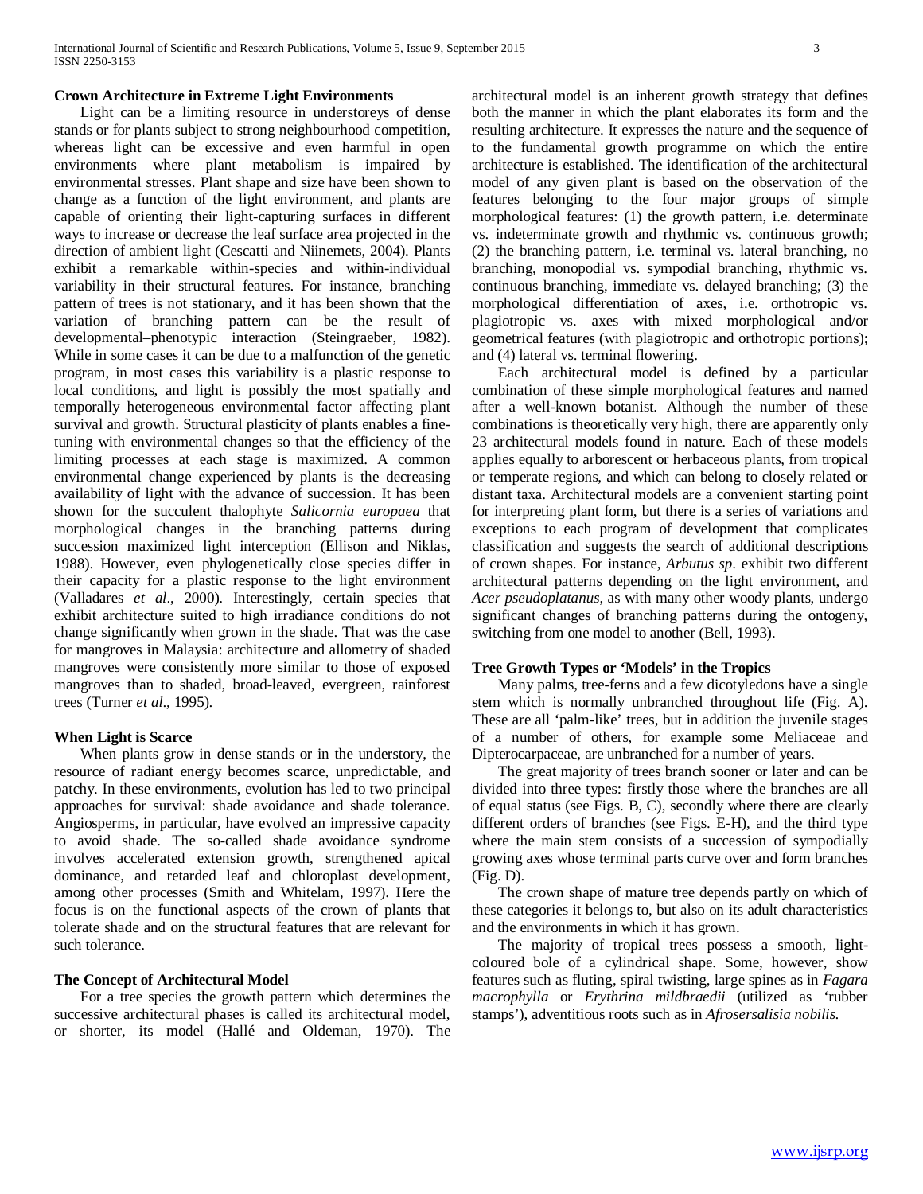**Crown Architecture in Extreme Light Environments**

Light can be a limiting resource in understoreys of dense stands or for plants subject to strong neighbourhood competition, whereas light can be excessive and even harmful in open environments where plant metabolism is impaired by environmental stresses. Plant shape and size have been shown to change as a function of the light environment, and plants are capable of orienting their light-capturing surfaces in different ways to increase or decrease the leaf surface area projected in the direction of ambient light (Cescatti and Niinemets, 2004). Plants exhibit a remarkable within-species and within-individual variability in their structural features. For instance, branching pattern of trees is not stationary, and it has been shown that the variation of branching pattern can be the result of developmental–phenotypic interaction (Steingraeber, 1982). While in some cases it can be due to a malfunction of the genetic program, in most cases this variability is a plastic response to local conditions, and light is possibly the most spatially and temporally heterogeneous environmental factor affecting plant survival and growth. Structural plasticity of plants enables a fine-tuning with environmental changes so that the efficiency of the limiting processes at each stage is maximized. A common environmental change experienced by plants is the decreasing availability of light with the advance of succession. It has been shown for the succulent thalophyte *Salicornia europaea* that morphological changes in the branching patterns during succession maximized light interception (Ellison and Niklas, 1988). However, even phylogenetically close species differ in their capacity for a plastic response to the light environment (Valladares *et al*., 2000). Interestingly, certain species that exhibit architecture suited to high irradiance conditions do not change significantly when grown in the shade. That was the case for mangroves in Malaysia: architecture and allometry of shaded mangroves were consistently more similar to those of exposed mangroves than to shaded, broad-leaved, evergreen, rainforest trees (Turner *et al*., 1995).

**When Light is Scarce**

When plants grow in dense stands or in the understory, the resource of radiant energy becomes scarce, unpredictable, and patchy. In these environments, evolution has led to two principal approaches for survival: shade avoidance and shade tolerance. Angiosperms, in particular, have evolved an impressive capacity to avoid shade. The so-called shade avoidance syndrome involves accelerated extension growth, strengthened apical dominance, and retarded leaf and chloroplast development, among other processes (Smith and Whitelam, 1997). Here the focus is on the functional aspects of the crown of plants that tolerate shade and on the structural features that are relevant for such tolerance.

**The Concept of Architectural Model**

For a tree species the growth pattern which determines the successive architectural phases is called its architectural model, or shorter, its model (Hallé and Oldeman, 1970). The architectural model is an inherent growth strategy that defines both the manner in which the plant elaborates its form and the resulting architecture. It expresses the nature and the sequence of to the fundamental growth programme on which the entire architecture is established. The identification of the architectural model of any given plant is based on the observation of the features belonging to the four major groups of simple morphological features: (1) the growth pattern, i.e. determinate vs. indeterminate growth and rhythmic vs. continuous growth; (2) the branching pattern, i.e. terminal vs. lateral branching, no branching, monopodial vs. sympodial branching, rhythmic vs. continuous branching, immediate vs. delayed branching; (3) the morphological differentiation of axes, i.e. orthotropic vs. plagiotropic vs. axes with mixed morphological and/or geometrical features (with plagiotropic and orthotropic portions); and (4) lateral vs. terminal flowering.

Each architectural model is defined by a particular combination of these simple morphological features and named after a well-known botanist. Although the number of these combinations is theoretically very high, there are apparently only 23 architectural models found in nature. Each of these models applies equally to arborescent or herbaceous plants, from tropical or temperate regions, and which can belong to closely related or distant taxa. Architectural models are a convenient starting point for interpreting plant form, but there is a series of variations and exceptions to each program of development that complicates classification and suggests the search of additional descriptions of crown shapes. For instance, *Arbutus sp*. exhibit two different architectural patterns depending on the light environment, and *Acer pseudoplatanus*, as with many other woody plants, undergo significant changes of branching patterns during the ontogeny, switching from one model to another (Bell, 1993).

**Tree Growth Types or 'Models' in the Tropics**

Many palms, tree-ferns and a few dicotyledons have a single stem which is normally unbranched throughout life (Fig. A). These are all 'palm-like' trees, but in addition the juvenile stages of a number of others, for example some Meliaceae and Dipterocarpaceae, are unbranched for a number of years.

The great majority of trees branch sooner or later and can be divided into three types: firstly those where the branches are all of equal status (see Figs. B, C), secondly where there are clearly different orders of branches (see Figs. E-H), and the third type where the main stem consists of a succession of sympodially growing axes whose terminal parts curve over and form branches (Fig. D).

The crown shape of mature tree depends partly on which of these categories it belongs to, but also on its adult characteristics and the environments in which it has grown.

The majority of tropical trees possess a smooth, light-coloured bole of a cylindrical shape. Some, however, show features such as fluting, spiral twisting, large spines as in *Fagara macrophylla* or *Erythrina mildbraedii* (utilized as 'rubber stamps'), adventitious roots such as in *Afrosersalisia nobilis.*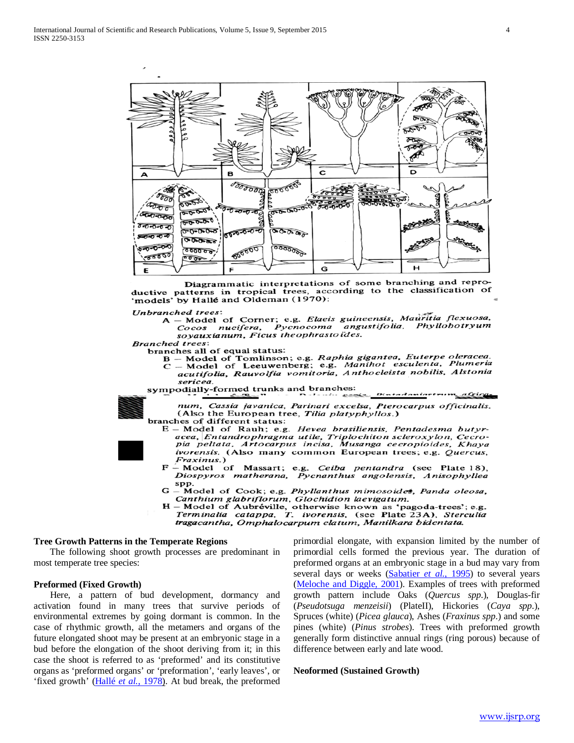Diagrammatic interpretations of some branching and reproductive patterns in tropical trees, according to the classification of 'models' by Hallé and Oldeman (1970):

*Unbranched trees*:

A – Model of Corner; e.g. *Elaeis guineensis, Mauritia flexuosa, Cocos nucifera, Pycnocoma angustifolia. Phyllobotryum soyauxianum, Ficus theophrastoides.*

*Branched trees*:

branches all of equal status:

B – Model of Tomlinson; e.g. *Raphia gigantea, Euterpe oleracea.*

C – Model of Leeuwenberg; e.g. *Manihot esculenta, Plumeria acutifolia, Rauvolfia vomitoria, Anthocleista nobilis, Alstonia sericea.*

sympodially-formed trunks and branches:

D – Model of Scarrone; e.g. *Delonix regia, Pintadaniastrum africanum, Cassia javanica, Parinari excelsa, Pterocarpus officinalis.* (Also the European tree, *Tilia platyphyllos.*)

branches of different status:

E – Model of Rauh; e.g. *Hevea brasiliensis, Pentadesma butyracea, Entandrophragma utile, Triplochiton scleroxylon, Cecropia peltata. Artocarpus incisa, Musanga cecropioides, Khaya ivorensis.* (Also many common European trees; e.g. *Quercus, Fraxinus.*)

F – Model of Massart; e.g. *Ceiba pentandra* (see Plate 18), *Diospyros matherana, Pycnanthus angolensis, Anisophyllea* spp.

G – Model of Cook; e.g. *Phyllanthus mimosoides, Panda oleosa, Canthium glabriflorum, Glochidion laevigatum.*

H – Model of Aubréville, otherwise known as 'pagoda-trees'; e.g. *Terminalia catappa, T. ivorensis,* (see Plate 23A), *Sterculia tragacantha, Omphalocarpum elatum, Manilkara bidentata.*

### Tree Growth Patterns in the Temperate Regions

The following shoot growth processes are predominant in most temperate tree species:

#### Preformed (Fixed Growth)

Here, a pattern of bud development, dormancy and activation found in many trees that survive periods of environmental extremes by going dormant is common. In the case of rhythmic growth, all the metamers and organs of the future elongated shoot may be present at an embryonic stage in a bud before the elongation of the shoot deriving from it; in this case the shoot is referred to as 'preformed' and its constitutive organs as 'preformed organs' or 'preformation', 'early leaves', or 'fixed growth' (Hallé *et al.*, 1978). At bud break, the preformed primordial elongate, with expansion limited by the number of primordial cells formed the previous year. The duration of preformed organs at an embryonic stage in a bud may vary from several days or weeks (Sabatier *et al.*, 1995) to several years (Meloche and Diggle, 2001). Examples of trees with preformed growth pattern include Oaks (*Quercus spp.*), Douglas-fir (*Pseudotsuga menzeisii*) (PlateII), Hickories (*Caya spp.*), Spruces (white) (*Picea glauca*), Ashes (*Fraxinus spp.*) and some pines (white) (*Pinus strobes*). Trees with preformed growth generally form distinctive annual rings (ring porous) because of difference between early and late wood.

#### Neoformed (Sustained Growth)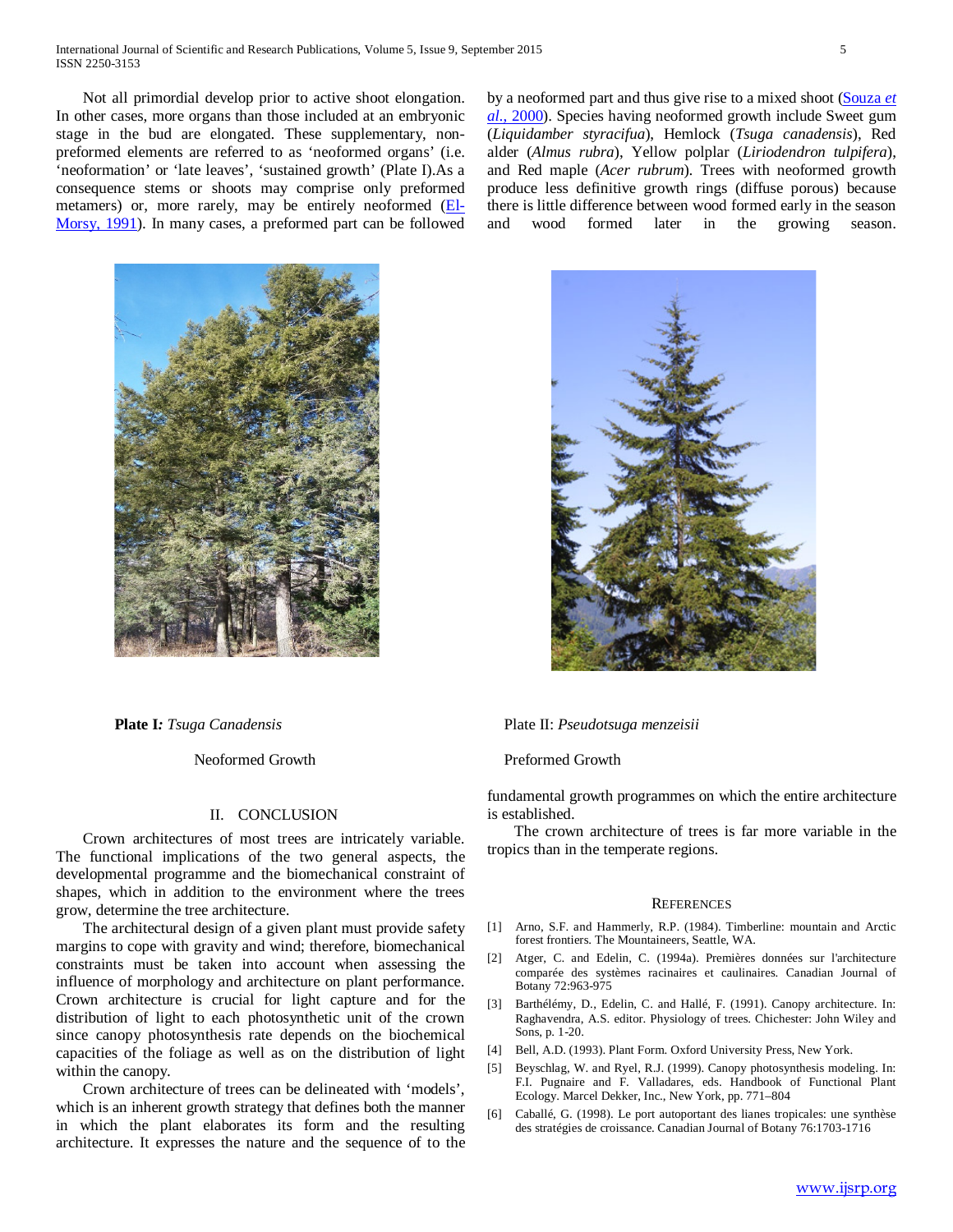Not all primordial develop prior to active shoot elongation. In other cases, more organs than those included at an embryonic stage in the bud are elongated. These supplementary, non-preformed elements are referred to as 'neoformed organs' (i.e. 'neoformation' or 'late leaves', 'sustained growth' (Plate I).As a consequence stems or shoots may comprise only preformed metamers) or, more rarely, may be entirely neoformed (El-Morsy, 1991). In many cases, a preformed part can be followed by a neoformed part and thus give rise to a mixed shoot (Souza *et al.,* 2000). Species having neoformed growth include Sweet gum (*Liquidamber styracifua*), Hemlock (*Tsuga canadensis*), Red alder (*Almus rubra*), Yellow polplar (*Liriodendron tulpifera*), and Red maple (*Acer rubrum*). Trees with neoformed growth produce less definitive growth rings (diffuse porous) because there is little difference between wood formed early in the season and wood formed later in the growing season.

**Plate I*:*** *Tsuga Canadensis*

Neoformed Growth

Plate II: *Pseudotsuga menzeisii*

Preformed Growth

## II. CONCLUSION

Crown architectures of most trees are intricately variable. The functional implications of the two general aspects, the developmental programme and the biomechanical constraint of shapes, which in addition to the environment where the trees grow, determine the tree architecture.

The architectural design of a given plant must provide safety margins to cope with gravity and wind; therefore, biomechanical constraints must be taken into account when assessing the influence of morphology and architecture on plant performance. Crown architecture is crucial for light capture and for the distribution of light to each photosynthetic unit of the crown since canopy photosynthesis rate depends on the biochemical capacities of the foliage as well as on the distribution of light within the canopy.

Crown architecture of trees can be delineated with 'models', which is an inherent growth strategy that defines both the manner in which the plant elaborates its form and the resulting architecture. It expresses the nature and the sequence of to the fundamental growth programmes on which the entire architecture is established.

The crown architecture of trees is far more variable in the tropics than in the temperate regions.

## REFERENCES

[1] Arno, S.F. and Hammerly, R.P. (1984). Timberline: mountain and Arctic forest frontiers. The Mountaineers, Seattle, WA.

[2] Atger, C. and Edelin, C. (1994a). Premières données sur l'architecture comparée des systèmes racinaires et caulinaires. Canadian Journal of Botany 72:963-975

[3] Barthélémy, D., Edelin, C. and Hallé, F. (1991). Canopy architecture. In: Raghavendra, A.S. editor. Physiology of trees. Chichester: John Wiley and Sons, p. 1-20.

[4] Bell, A.D. (1993). Plant Form. Oxford University Press, New York.

[5] Beyschlag, W. and Ryel, R.J. (1999). Canopy photosynthesis modeling. In: F.I. Pugnaire and F. Valladares, eds. Handbook of Functional Plant Ecology. Marcel Dekker, Inc., New York, pp. 771–804

[6] Caballé, G. (1998). Le port autoportant des lianes tropicales: une synthèse des stratégies de croissance. Canadian Journal of Botany 76:1703-1716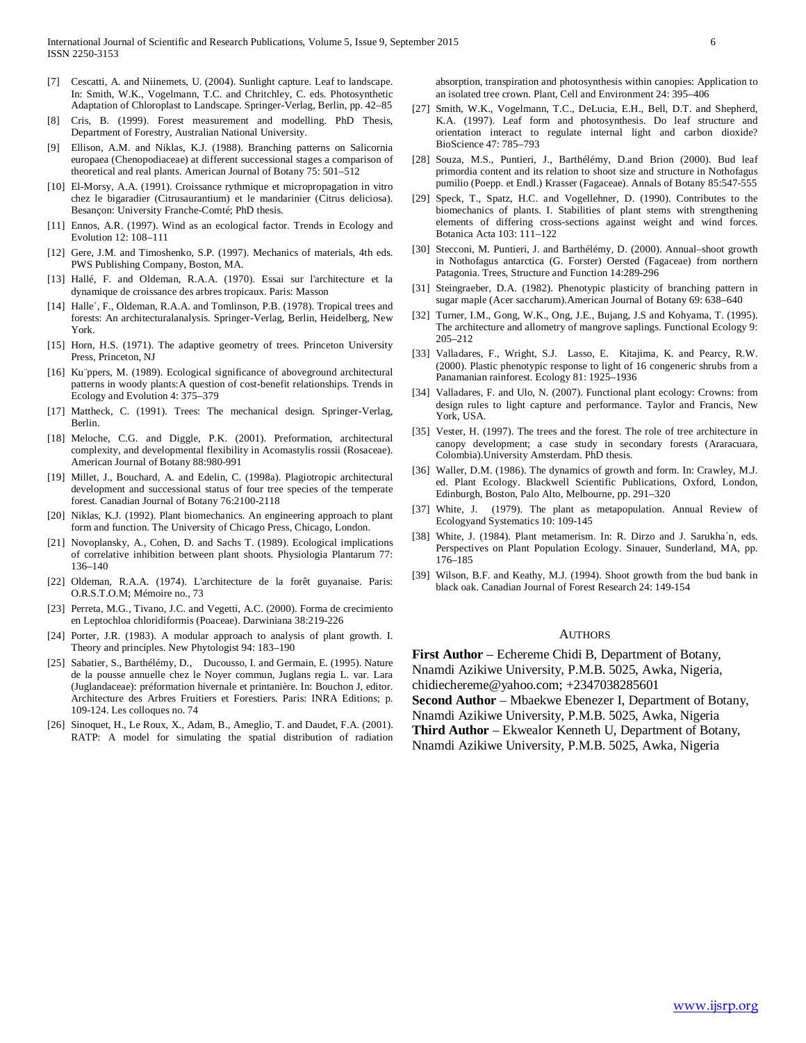[7] Cescatti, A. and Niinemets, U. (2004). Sunlight capture. Leaf to landscape. In: Smith, W.K., Vogelmann, T.C. and Chritchley, C. eds. Photosynthetic Adaptation of Chloroplast to Landscape. Springer-Verlag, Berlin, pp. 42–85

[8] Cris, B. (1999). Forest measurement and modelling. PhD Thesis, Department of Forestry, Australian National University.

[9] Ellison, A.M. and Niklas, K.J. (1988). Branching patterns on Salicornia europaea (Chenopodiaceae) at different successional stages a comparison of theoretical and real plants. American Journal of Botany 75: 501–512

[10] El-Morsy, A.A. (1991). Croissance rythmique et micropropagation in vitro chez le bigaradier (Citrusaurantium) et le mandarinier (Citrus deliciosa). Besançon: University Franche-Comté; PhD thesis.

[11] Ennos, A.R. (1997). Wind as an ecological factor. Trends in Ecology and Evolution 12: 108–111

[12] Gere, J.M. and Timoshenko, S.P. (1997). Mechanics of materials, 4th eds. PWS Publishing Company, Boston, MA.

[13] Hallé, F. and Oldeman, R.A.A. (1970). Essai sur l'architecture et la dynamique de croissance des arbres tropicaux. Paris: Masson

[14] Halle´, F., Oldeman, R.A.A. and Tomlinson, P.B. (1978). Tropical trees and forests: An architecturalanalysis. Springer-Verlag, Berlin, Heidelberg, New York.

[15] Horn, H.S. (1971). The adaptive geometry of trees. Princeton University Press, Princeton, NJ

[16] Ku¨ppers, M. (1989). Ecological significance of aboveground architectural patterns in woody plants:A question of cost-benefit relationships. Trends in Ecology and Evolution 4: 375–379

[17] Mattheck, C. (1991). Trees: The mechanical design. Springer-Verlag, Berlin.

[18] Meloche, C.G. and Diggle, P.K. (2001). Preformation, architectural complexity, and developmental flexibility in Acomastylis rossii (Rosaceae). American Journal of Botany 88:980-991

[19] Millet, J., Bouchard, A. and Edelin, C. (1998a). Plagiotropic architectural development and successional status of four tree species of the temperate forest. Canadian Journal of Botany 76:2100-2118

[20] Niklas, K.J. (1992). Plant biomechanics. An engineering approach to plant form and function. The University of Chicago Press, Chicago, London.

[21] Novoplansky, A., Cohen, D. and Sachs T. (1989). Ecological implications of correlative inhibition between plant shoots. Physiologia Plantarum 77: 136–140

[22] Oldeman, R.A.A. (1974). L'architecture de la forêt guyanaise. Paris: O.R.S.T.O.M; Mémoire no., 73

[23] Perreta, M.G., Tivano, J.C. and Vegetti, A.C. (2000). Forma de crecimiento en Leptochloa chloridiformis (Poaceae). Darwiniana 38:219-226

[24] Porter, J.R. (1983). A modular approach to analysis of plant growth. I. Theory and principles. New Phytologist 94: 183–190

[25] Sabatier, S., Barthélémy, D., Ducousso, I. and Germain, E. (1995). Nature de la pousse annuelle chez le Noyer commun, Juglans regia L. var. Lara (Juglandaceae): préformation hivernale et printanière. In: Bouchon J, editor. Architecture des Arbres Fruitiers et Forestiers. Paris: INRA Editions; p. 109-124. Les colloques no. 74

[26] Sinoquet, H., Le Roux, X., Adam, B., Ameglio, T. and Daudet, F.A. (2001). RATP: A model for simulating the spatial distribution of radiation absorption, transpiration and photosynthesis within canopies: Application to an isolated tree crown. Plant, Cell and Environment 24: 395–406

[27] Smith, W.K., Vogelmann, T.C., DeLucia, E.H., Bell, D.T. and Shepherd, K.A. (1997). Leaf form and photosynthesis. Do leaf structure and orientation interact to regulate internal light and carbon dioxide? BioScience 47: 785–793

[28] Souza, M.S., Puntieri, J., Barthélémy, D.and Brion (2000). Bud leaf primordia content and its relation to shoot size and structure in Nothofagus pumilio (Poepp. et Endl.) Krasser (Fagaceae). Annals of Botany 85:547-555

[29] Speck, T., Spatz, H.C. and Vogellehner, D. (1990). Contributes to the biomechanics of plants. I. Stabilities of plant stems with strengthening elements of differing cross-sections against weight and wind forces. Botanica Acta 103: 111–122

[30] Stecconi, M. Puntieri, J. and Barthélémy, D. (2000). Annual–shoot growth in Nothofagus antarctica (G. Forster) Oersted (Fagaceae) from northern Patagonia. Trees, Structure and Function 14:289-296

[31] Steingraeber, D.A. (1982). Phenotypic plasticity of branching pattern in sugar maple (Acer saccharum).American Journal of Botany 69: 638–640

[32] Turner, I.M., Gong, W.K., Ong, J.E., Bujang, J.S and Kohyama, T. (1995). The architecture and allometry of mangrove saplings. Functional Ecology 9: 205–212

[33] Valladares, F., Wright, S.J. Lasso, E. Kitajima, K. and Pearcy, R.W. (2000). Plastic phenotypic response to light of 16 congeneric shrubs from a Panamanian rainforest. Ecology 81: 1925–1936

[34] Valladares, F. and Ulo, N. (2007). Functional plant ecology: Crowns: from design rules to light capture and performance. Taylor and Francis, New York, USA.

[35] Vester, H. (1997). The trees and the forest. The role of tree architecture in canopy development; a case study in secondary forests (Araracuara, Colombia).University Amsterdam. PhD thesis.

[36] Waller, D.M. (1986). The dynamics of growth and form. In: Crawley, M.J. ed. Plant Ecology. Blackwell Scientific Publications, Oxford, London, Edinburgh, Boston, Palo Alto, Melbourne, pp. 291–320

[37] White, J. (1979). The plant as metapopulation. Annual Review of Ecologyand Systematics 10: 109-145

[38] White, J. (1984). Plant metamerism. In: R. Dirzo and J. Sarukha´n, eds. Perspectives on Plant Population Ecology. Sinauer, Sunderland, MA, pp. 176–185

[39] Wilson, B.F. and Keathy, M.J. (1994). Shoot growth from the bud bank in black oak. Canadian Journal of Forest Research 24: 149-154

## Authors

**First Author** – Echereme Chidi B, Department of Botany, Nnamdi Azikiwe University, P.M.B. 5025, Awka, Nigeria, chidiechereme@yahoo.com; +2347038285601

**Second Author** – Mbaekwe Ebenezer I, Department of Botany, Nnamdi Azikiwe University, P.M.B. 5025, Awka, Nigeria

**Third Author** – Ekwealor Kenneth U, Department of Botany, Nnamdi Azikiwe University, P.M.B. 5025, Awka, Nigeria